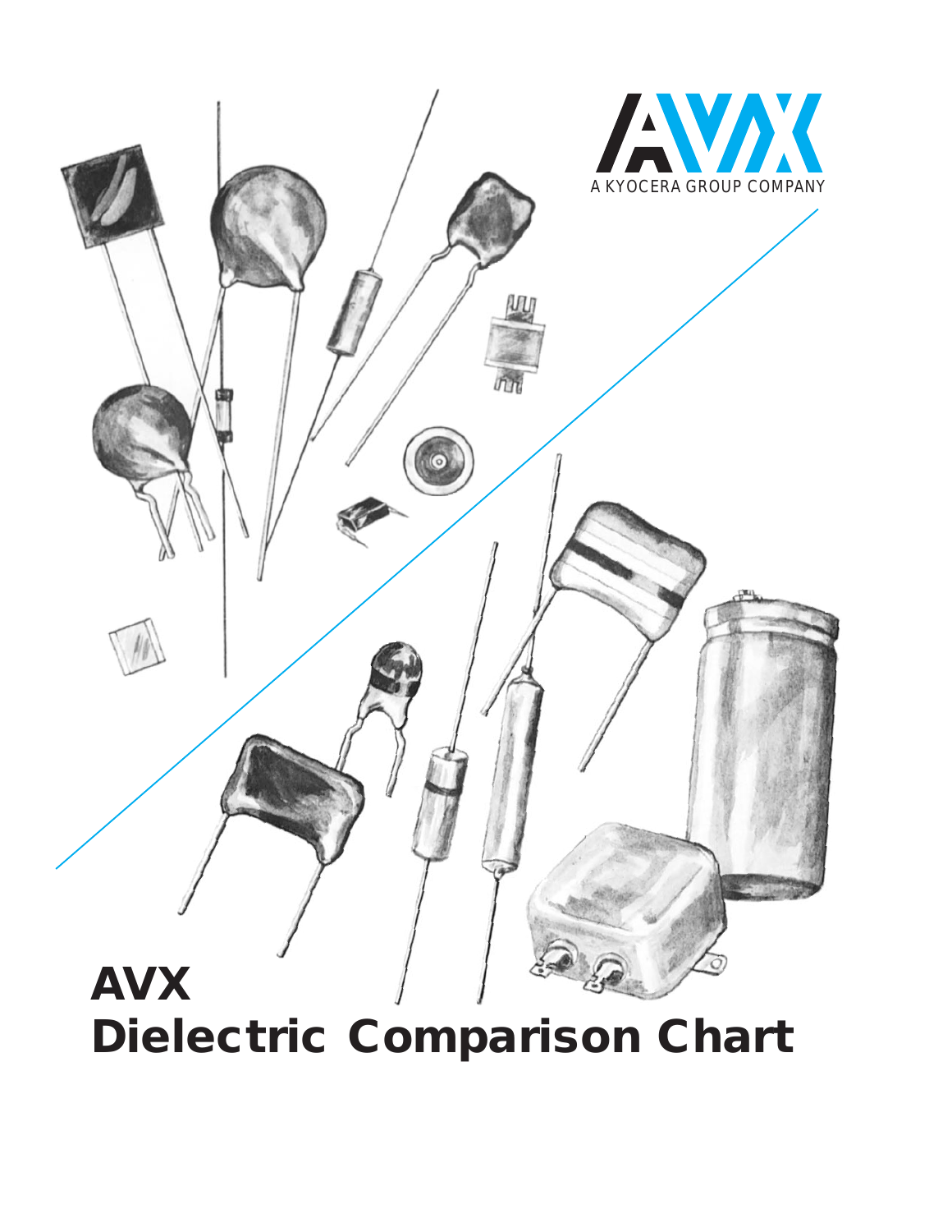AVX

A KYOCERA GROUP COMPANY

# AVX
# Dielectric Comparison Chart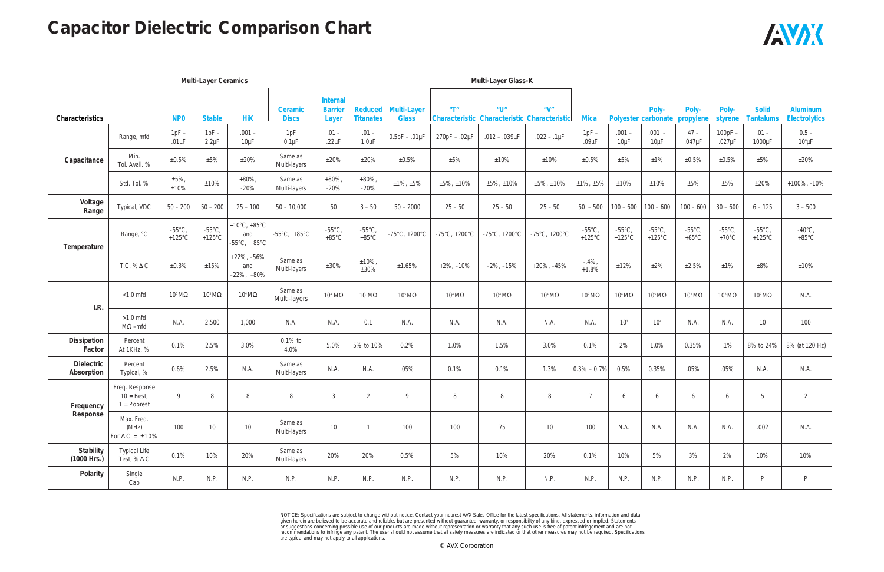# Capacitor Dielectric Comparison Chart

| Characteristics | | Multi-Layer Ceramics | | | | | | | Multi-Layer Glass-K | | | | | | | | | | |
|---|---|---|---|---|---|---|---|---|---|---|---|---|---|---|---|---|---|---|---|
| | | **NPO** | **Stable** | **HiK** | **Ceramic Discs** | **Internal Barrier Layer** | **Reduced Titanates** | **Multi-Layer Glass** | **"T" Characteristic** | **"U" Characteristic** | **"V" Characteristic** | **Mica** | **Polyester** | **Poly-carbonate** | **Poly-propylene** | **Poly-styrene** | **Solid Tantalums** | **Aluminum Electrolytics** |
| **Capacitance** | Range, mfd | 1pF – .01µF | 1pF – 2.2µF | .001 – 10µF | 1pF 0.1µF | .01 – .22µF | .01 – 1.0µF | 0.5pF – .01µF | 270pF – .02µF | .012 – .039µF | .022 – .1µF | 1pF – .09µF | .001 – 10µF | .001 – 10µF | 47 – .047µF | 100pF – .027µF | .01 – 1000µF | 0.5 – $10^6$µF |
| | Min. Tol. Avail. % | ±0.5% | ±5% | ±20% | Same as Multi-layers | ±20% | ±20% | ±0.5% | ±5% | ±10% | ±10% | ±0.5% | ±5% | ±1% | ±0.5% | ±0.5% | ±5% | ±20% |
| | Std. Tol. % | ±5%, ±10% | ±10% | +80%, -20% | Same as Multi-layers | +80%, -20% | +80%, -20% | ±1%, ±5% | ±5%, ±10% | ±5%, ±10% | ±5%, ±10% | ±1%, ±5% | ±10% | ±10% | ±5% | ±5% | ±20% | +100%, -10% |
| **Voltage Range** | Typical, VDC | 50 – 200 | 50 – 200 | 25 – 100 | 50 – 10,000 | 50 | 3 – 50 | 50 – 2000 | 25 – 50 | 25 – 50 | 25 – 50 | 50 – 500 | 100 – 600 | 100 – 600 | 100 – 600 | 30 – 600 | 6 – 125 | 3 – 500 |
| **Temperature** | Range, °C | -55°C, +125°C | -55°C, +125°C | +10°C, +85°C and -55°C, +85°C | -55°C, +85°C | -55°C, +85°C | -55°C, +85°C | -75°C, +200°C | -75°C, +200°C | -75°C, +200°C | -75°C, +200°C | -55°C, +125°C | -55°C, +125°C | -55°C, +125°C | -55°C, +85°C | -55°C, +70°C | -55°C, +125°C | -40°C, +85°C |
| | T.C. % ΔC | ±0.3% | ±15% | +22%, -56% and -22%, -80% | Same as Multi-layers | ±30% | ±10%, ±30% | ±1.65% | +2%, -10% | -2%, -15% | +20%, -45% | -.4%, +1.8% | ±12% | ±2% | ±2.5% | ±1% | ±8% | ±10% |
| **I.R.** | <1.0 mfd | $10^5$MΩ | $10^5$MΩ | $10^4$MΩ | Same as Multi-layers | $10^4$MΩ | 10 MΩ | $10^5$MΩ | $10^6$MΩ | $10^6$MΩ | $10^6$MΩ | $10^5$MΩ | $10^4$MΩ | $10^5$MΩ | $10^5$MΩ | $10^6$MΩ | $10^2$MΩ | N.A. |
| | >1.0 mfd MΩ –mfd | N.A. | 2,500 | 1,000 | N.A. | N.A. | 0.1 | N.A. | N.A. | N.A. | N.A. | N.A. | $10^3$ | $10^4$ | N.A. | N.A. | 10 | 100 |
| **Dissipation Factor** | Percent At 1KHz, % | 0.1% | 2.5% | 3.0% | 0.1% to 4.0% | 5.0% | 5% to 10% | 0.2% | 1.0% | 1.5% | 3.0% | 0.1% | 2% | 1.0% | 0.35% | .1% | 8% to 24% | 8% (at 120 Hz) |
| **Dielectric Absorption** | Percent Typical, % | 0.6% | 2.5% | N.A. | Same as Multi-layers | N.A. | N.A. | .05% | 0.1% | 0.1% | 1.3% | 0.3% – 0.7% | 0.5% | 0.35% | .05% | .05% | N.A. | N.A. |
| **Frequency Response** | Freq. Response 10 = Best, 1 = Poorest | 9 | 8 | 8 | 8 | 3 | 2 | 9 | 8 | 8 | 8 | 7 | 6 | 6 | 6 | 6 | 5 | 2 |
| | Max. Freq. (MHz) For ΔC = ±10% | 100 | 10 | 10 | Same as Multi-layers | 10 | 1 | 100 | 100 | 75 | 10 | 100 | N.A. | N.A. | N.A. | N.A. | .002 | N.A. |
| **Stability (1000 Hrs.)** | Typical Life Test, % ΔC | 0.1% | 10% | 20% | Same as Multi-layers | 20% | 20% | 0.5% | 5% | 10% | 20% | 0.1% | 10% | 5% | 3% | 2% | 10% | 10% |
| **Polarity** | Single Cap | N.P. | N.P. | N.P. | N.P. | N.P. | N.P. | N.P. | N.P. | N.P. | N.P. | N.P. | N.P. | N.P. | N.P. | N.P. | P | P |

NOTICE: Specifications are subject to change without notice. Contact your nearest AVX Sales Office for the latest specifications. All statements, information and data given herein are believed to be accurate and reliable, but are presented without guarantee, warranty, or responsibility of any kind, expressed or implied. Statements or suggestions concerning possible use of our products are made without representation or warranty that any such use is free of patent infringement and are not recommendations to infringe any patent. The user should not assume that all safety measures are indicated or that other measures may not be required. Specifications are typical and may not apply to all applications.

© AVX Corporation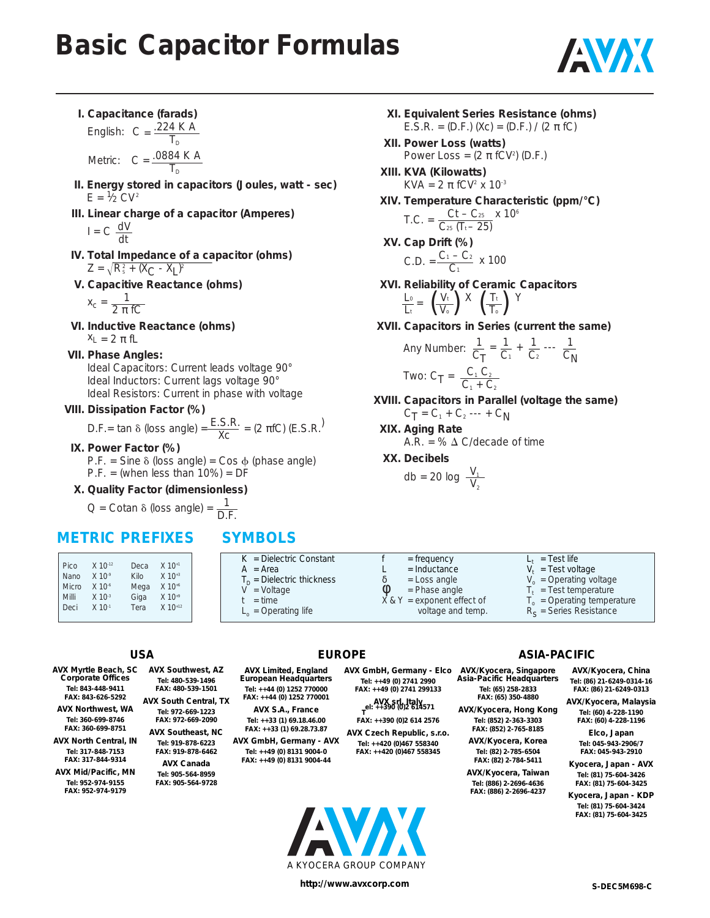# Basic Capacitor Formulas

**I. Capacitance (farads)**

English: $C = \frac{.224\ K\ A}{T_D}$

Metric: $C = \frac{.0884\ K\ A}{T_D}$

**II. Energy stored in capacitors (Joules, watt - sec)**

$E = \frac{1}{2}\ CV^2$

**III. Linear charge of a capacitor (Amperes)**

$I = C\ \frac{dV}{dt}$

**IV. Total Impedance of a capacitor (ohms)**

$Z = \sqrt{R_S^2 + (X_C - X_L)^2}$

**V. Capacitive Reactance (ohms)**

$x_c = \frac{1}{2\ \pi\ fC}$

**VI. Inductive Reactance (ohms)**

$X_L = 2\ \pi\ fL$

**VII. Phase Angles:**

Ideal Capacitors: Current leads voltage 90°
Ideal Inductors: Current lags voltage 90°
Ideal Resistors: Current in phase with voltage

**VIII. Dissipation Factor (%)**

$D.F. = \tan\ \delta$ (loss angle) $= \frac{E.S.R.}{Xc} = (2\ \pi fC)\ (E.S.R.)$

**IX. Power Factor (%)**

P.F. = Sine $\delta$ (loss angle) = Cos $\phi$ (phase angle)
P.F. = (when less than 10%) = DF

**X. Quality Factor (dimensionless)**

$Q = \text{Cotan}\ \delta$ (loss angle) $= \frac{1}{D.F.}$

**XI. Equivalent Series Resistance (ohms)**

E.S.R. = (D.F.) (Xc) = (D.F.) / ($2\ \pi$ fC)

**XII. Power Loss (watts)**

Power Loss = $(2\ \pi\ fCV^2)$ (D.F.)

**XIII. KVA (Kilowatts)**

$KVA = 2\ \pi\ fCV^2 \times 10^{-3}$

**XIV. Temperature Characteristic (ppm/°C)**

$T.C. = \frac{Ct - C_{25}}{C_{25}\ (T_t - 25)} \times 10^6$

**XV. Cap Drift (%)**

$C.D. = \frac{C_1 - C_2}{C_1} \times 100$

**XVI. Reliability of Ceramic Capacitors**

$\frac{L_o}{L_t} = \left(\frac{V_t}{V_o}\right)^X \left(\frac{T_t}{T_o}\right)^Y$

**XVII. Capacitors in Series (current the same)**

Any Number: $\frac{1}{C_T} = \frac{1}{C_1} + \frac{1}{C_2} \cdots \frac{1}{C_N}$

Two: $C_T = \frac{C_1\ C_2}{C_1 + C_2}$

**XVIII. Capacitors in Parallel (voltage the same)**

$C_T = C_1 + C_2 \cdots + C_N$

**XIX. Aging Rate**

A.R. = % $\Delta$ C/decade of time

**XX. Decibels**

$db = 20 \log \frac{V_1}{V_2}$

## METRIC PREFIXES

| | | | |
|---|---|---|---|
| Pico | $X\ 10^{-12}$ | Deca | $X\ 10^{+1}$ |
| Nano | $X\ 10^{-9}$ | Kilo | $X\ 10^{+3}$ |
| Micro | $X\ 10^{-6}$ | Mega | $X\ 10^{+6}$ |
| Milli | $X\ 10^{-3}$ | Giga | $X\ 10^{+9}$ |
| Deci | $X\ 10^{-1}$ | Tera | $X\ 10^{+12}$ |

## SYMBOLS

| | | |
|---|---|---|
| K = Dielectric Constant | f = frequency | $L_t$ = Test life |
| A = Area | L = Inductance | $V_t$ = Test voltage |
| $T_D$ = Dielectric thickness | $\delta$ = Loss angle | $V_o$ = Operating voltage |
| V = Voltage | $\phi$ = Phase angle | $T_t$ = Test temperature |
| t = time | X & Y = exponent effect of voltage and temp. | $T_o$ = Operating temperature |
| $L_o$ = Operating life | | $R_S$ = Series Resistance |

### USA

**AVX Myrtle Beach, SC Corporate Offices**
Tel: 843-448-9411
FAX: 843-626-5292

**AVX Northwest, WA**
Tel: 360-699-8746
FAX: 360-699-8751

**AVX North Central, IN**
Tel: 317-848-7153
FAX: 317-844-9314

**AVX Mid/Pacific, MN**
Tel: 952-974-9155
FAX: 952-974-9179

**AVX Southwest, AZ**
Tel: 480-539-1496
FAX: 480-539-1501

**AVX South Central, TX**
Tel: 972-669-1223
FAX: 972-669-2090

**AVX Southeast, NC**
Tel: 919-878-6223
FAX: 919-878-6462

**AVX Canada**
Tel: 905-564-8959
FAX: 905-564-9728

### EUROPE

**AVX Limited, England European Headquarters**
Tel: ++44 (0) 1252 770000
FAX: ++44 (0) 1252 770001

**AVX S.A., France**
Tel: ++33 (1) 69.18.46.00
FAX: ++33 (1) 69.28.73.87

**AVX GmbH, Germany - AVX**
Tel: ++49 (0) 8131 9004-0
FAX: ++49 (0) 8131 9004-44

**AVX GmbH, Germany - Elco**
Tel: ++49 (0) 2741 2990
FAX: ++49 (0) 2741 299133

**AVX srl, Italy**
Tel: ++390 (0)2 614571
FAX: ++390 (0)2 614 2576

**AVX Czech Republic, s.r.o.**
Tel: ++420 (0)467 558340
FAX: ++420 (0)467 558345

### ASIA-PACIFIC

**AVX/Kyocera, Singapore Asia-Pacific Headquarters**
Tel: (65) 258-2833
FAX: (65) 350-4880

**AVX/Kyocera, Hong Kong**
Tel: (852) 2-363-3303
FAX: (852) 2-765-8185

**AVX/Kyocera, Korea**
Tel: (82) 2-785-6504
FAX: (82) 2-784-5411

**AVX/Kyocera, Taiwan**
Tel: (886) 2-2696-4636
FAX: (886) 2-2696-4237

**AVX/Kyocera, China**
Tel: (86) 21-6249-0314-16
FAX: (86) 21-6249-0313

**AVX/Kyocera, Malaysia**
Tel: (60) 4-228-1190
FAX: (60) 4-228-1196

**Elco, Japan**
Tel: 045-943-2906/7
FAX: 045-943-2910

**Kyocera, Japan - AVX**
Tel: (81) 75-604-3426
FAX: (81) 75-604-3425

**Kyocera, Japan - KDP**
Tel: (81) 75-604-3424
FAX: (81) 75-604-3425

A KYOCERA GROUP COMPANY

**http://www.avxcorp.com**

S-DEC5M698-C